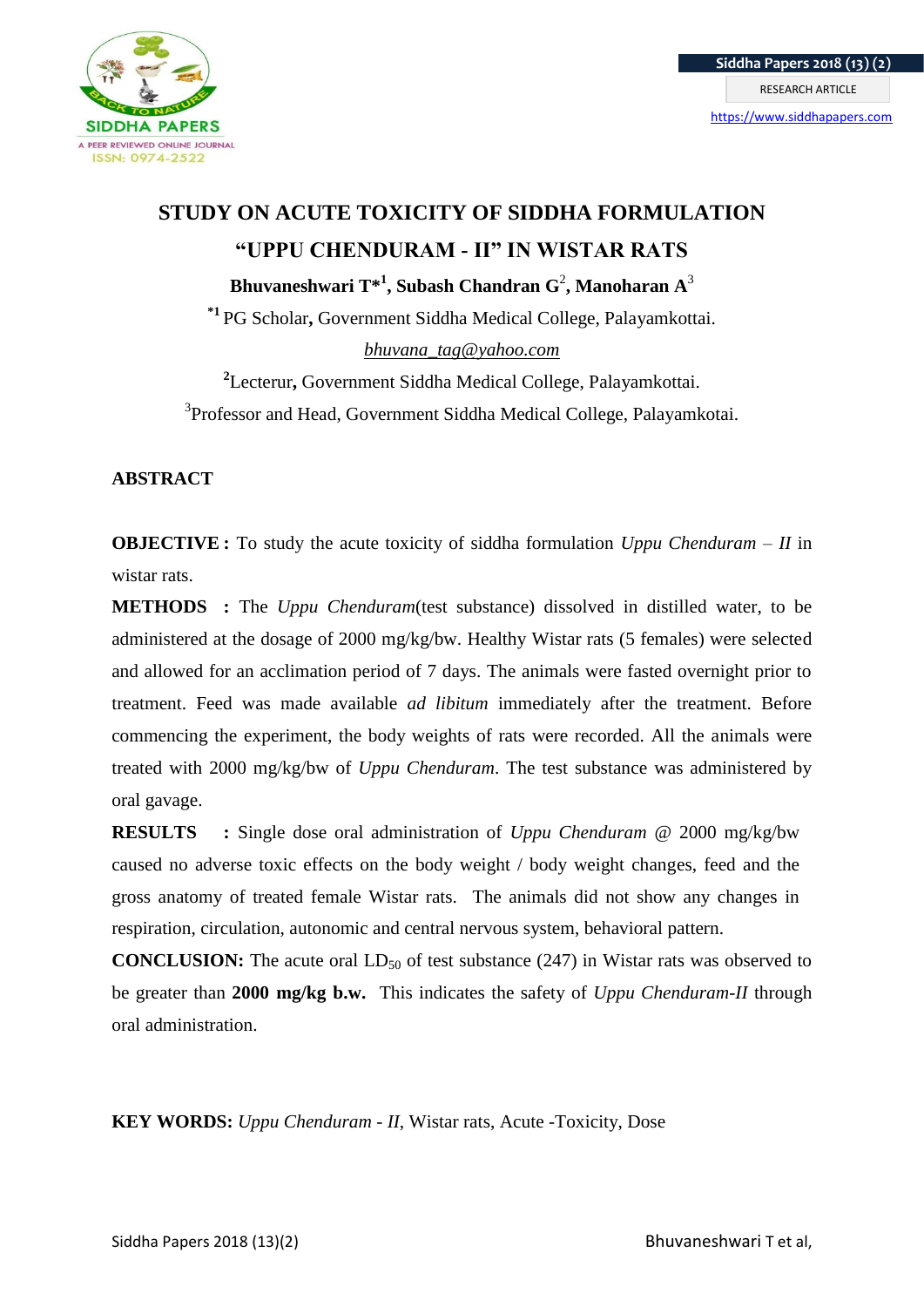# STUDY ON ACUTE TOXICITY OF SIDDHA FORMULATION "UPPU CHENDURAM - II" IN WISTAR RATS

**Bhuvaneshwari T*[1], Subash Chandran G[2], Manoharan A[3]**

[*1] PG Scholar, Government Siddha Medical College, Palayamkottai.

bhuvana_tag@yahoo.com

[2]Lecterur, Government Siddha Medical College, Palayamkottai.

[3]Professor and Head, Government Siddha Medical College, Palayamkotai.

## ABSTRACT

**OBJECTIVE :** To study the acute toxicity of siddha formulation *Uppu Chenduram – II* in wistar rats.

**METHODS :** The *Uppu Chenduram*(test substance) dissolved in distilled water, to be administered at the dosage of 2000 mg/kg/bw. Healthy Wistar rats (5 females) were selected and allowed for an acclimation period of 7 days. The animals were fasted overnight prior to treatment. Feed was made available *ad libitum* immediately after the treatment. Before commencing the experiment, the body weights of rats were recorded. All the animals were treated with 2000 mg/kg/bw of *Uppu Chenduram*. The test substance was administered by oral gavage.

**RESULTS :** Single dose oral administration of *Uppu Chenduram* @ 2000 mg/kg/bw caused no adverse toxic effects on the body weight / body weight changes, feed and the gross anatomy of treated female Wistar rats. The animals did not show any changes in respiration, circulation, autonomic and central nervous system, behavioral pattern.

**CONCLUSION:** The acute oral $LD_{50}$ of test substance (247) in Wistar rats was observed to be greater than **2000 mg/kg b.w.** This indicates the safety of *Uppu Chenduram-II* through oral administration.

**KEY WORDS:** *Uppu Chenduram - II*, Wistar rats, Acute -Toxicity, Dose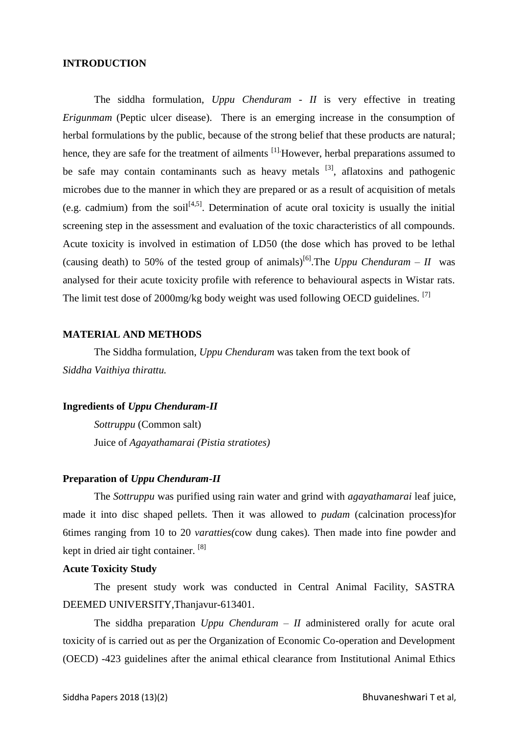## INTRODUCTION

The siddha formulation, *Uppu Chenduram - II* is very effective in treating *Erigunmam* (Peptic ulcer disease). There is an emerging increase in the consumption of herbal formulations by the public, because of the strong belief that these products are natural; hence, they are safe for the treatment of ailments [1].However, herbal preparations assumed to be safe may contain contaminants such as heavy metals [3], aflatoxins and pathogenic microbes due to the manner in which they are prepared or as a result of acquisition of metals (e.g. cadmium) from the soil[4,5]. Determination of acute oral toxicity is usually the initial screening step in the assessment and evaluation of the toxic characteristics of all compounds. Acute toxicity is involved in estimation of LD50 (the dose which has proved to be lethal (causing death) to 50% of the tested group of animals)[6].The *Uppu Chenduram – II* was analysed for their acute toxicity profile with reference to behavioural aspects in Wistar rats. The limit test dose of 2000mg/kg body weight was used following OECD guidelines. [7]

## MATERIAL AND METHODS

The Siddha formulation, *Uppu Chenduram* was taken from the text book of *Siddha Vaithiya thirattu.*

### Ingredients of *Uppu Chenduram-II*

*Sottruppu* (Common salt)

Juice of *Agayathamarai (Pistia stratiotes)*

### Preparation of *Uppu Chenduram-II*

The *Sottruppu* was purified using rain water and grind with *agayathamarai* leaf juice, made it into disc shaped pellets. Then it was allowed to *pudam* (calcination process)for 6times ranging from 10 to 20 *varatties(*cow dung cakes). Then made into fine powder and kept in dried air tight container. [8]

### Acute Toxicity Study

The present study work was conducted in Central Animal Facility, SASTRA DEEMED UNIVERSITY,Thanjavur-613401.

The siddha preparation *Uppu Chenduram – II* administered orally for acute oral toxicity of is carried out as per the Organization of Economic Co-operation and Development (OECD) -423 guidelines after the animal ethical clearance from Institutional Animal Ethics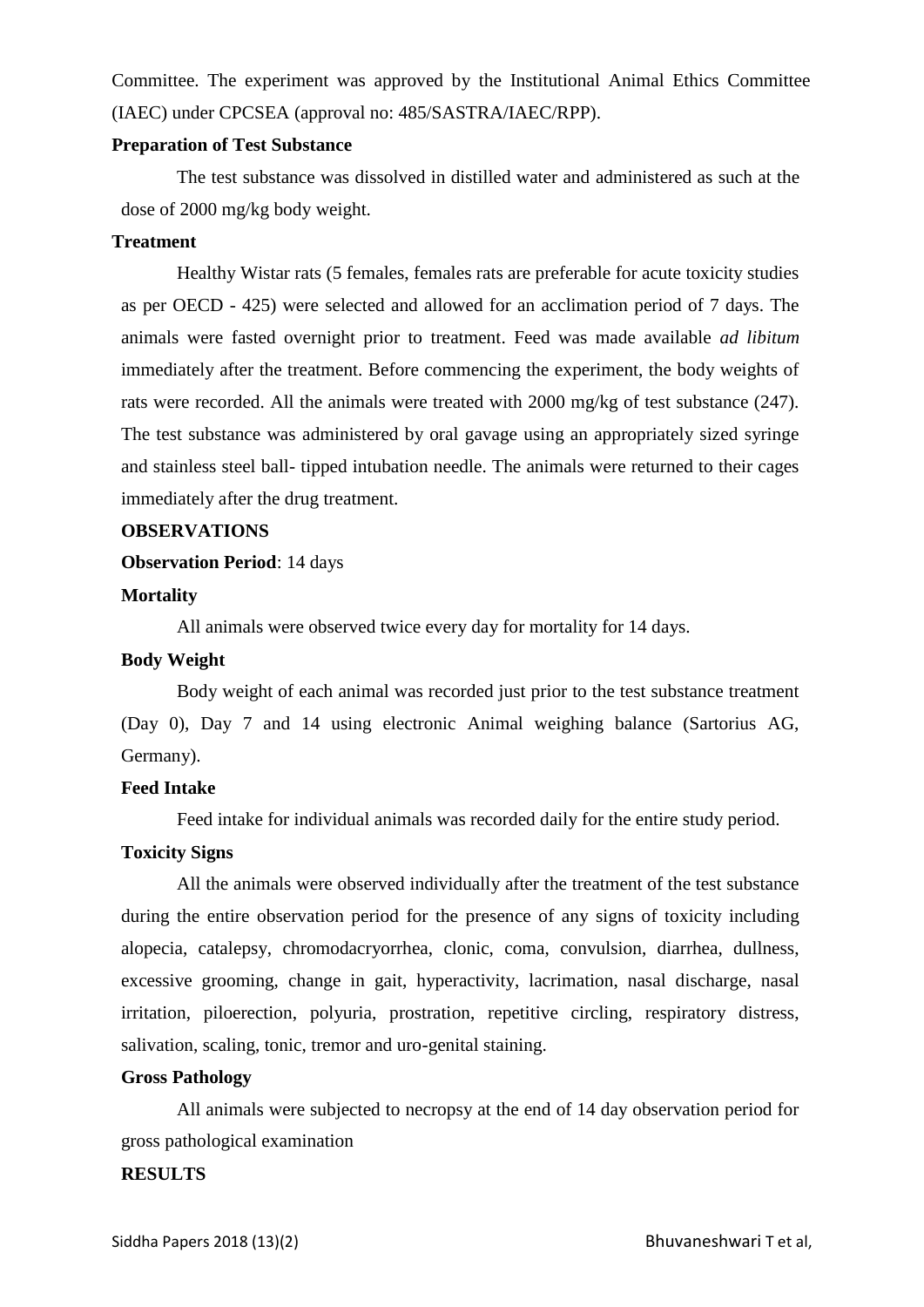Committee. The experiment was approved by the Institutional Animal Ethics Committee (IAEC) under CPCSEA (approval no: 485/SASTRA/IAEC/RPP).

**Preparation of Test Substance**

The test substance was dissolved in distilled water and administered as such at the dose of 2000 mg/kg body weight.

**Treatment**

Healthy Wistar rats (5 females, females rats are preferable for acute toxicity studies as per OECD - 425) were selected and allowed for an acclimation period of 7 days. The animals were fasted overnight prior to treatment. Feed was made available *ad libitum* immediately after the treatment. Before commencing the experiment, the body weights of rats were recorded. All the animals were treated with 2000 mg/kg of test substance (247). The test substance was administered by oral gavage using an appropriately sized syringe and stainless steel ball- tipped intubation needle. The animals were returned to their cages immediately after the drug treatment.

**OBSERVATIONS**

**Observation Period**: 14 days

**Mortality**

All animals were observed twice every day for mortality for 14 days.

**Body Weight**

Body weight of each animal was recorded just prior to the test substance treatment (Day 0), Day 7 and 14 using electronic Animal weighing balance (Sartorius AG, Germany).

**Feed Intake**

Feed intake for individual animals was recorded daily for the entire study period.

**Toxicity Signs**

All the animals were observed individually after the treatment of the test substance during the entire observation period for the presence of any signs of toxicity including alopecia, catalepsy, chromodacryorrhea, clonic, coma, convulsion, diarrhea, dullness, excessive grooming, change in gait, hyperactivity, lacrimation, nasal discharge, nasal irritation, piloerection, polyuria, prostration, repetitive circling, respiratory distress, salivation, scaling, tonic, tremor and uro-genital staining.

**Gross Pathology**

All animals were subjected to necropsy at the end of 14 day observation period for gross pathological examination

**RESULTS**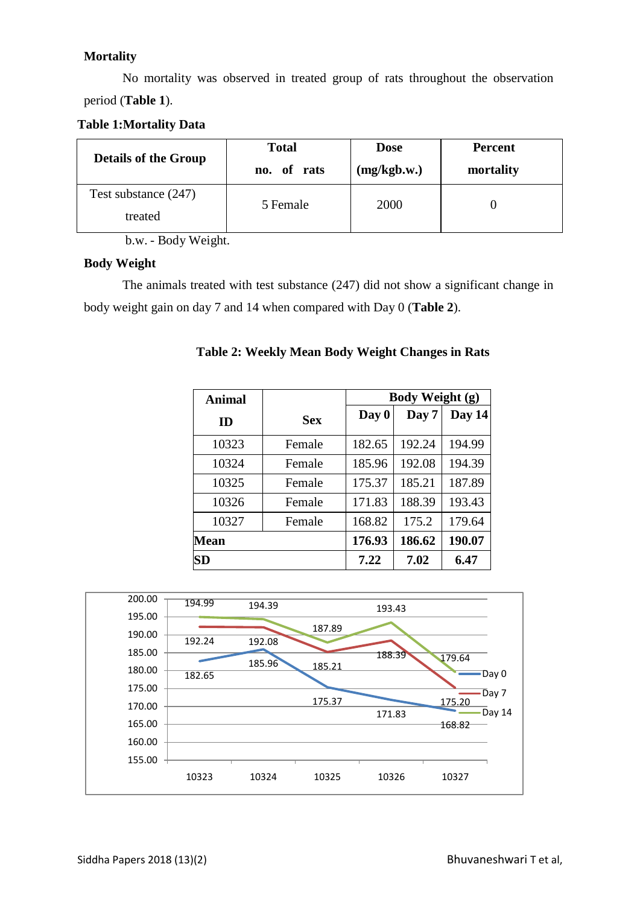### Mortality

No mortality was observed in treated group of rats throughout the observation period (**Table 1**).

**Table 1:Mortality Data**

| Details of the Group | Total no. of rats | Dose (mg/kgb.w.) | Percent mortality |
|---|---|---|---|
| Test substance (247) treated | 5 Female | 2000 | 0 |

b.w. - Body Weight.

### Body Weight

The animals treated with test substance (247) did not show a significant change in body weight gain on day 7 and 14 when compared with Day 0 (**Table 2**).

**Table 2: Weekly Mean Body Weight Changes in Rats**

| Animal ID | Sex | Body Weight (g) | | |
|---|---|---|---|---|
| | | Day 0 | Day 7 | Day 14 |
| 10323 | Female | 182.65 | 192.24 | 194.99 |
| 10324 | Female | 185.96 | 192.08 | 194.39 |
| 10325 | Female | 175.37 | 185.21 | 187.89 |
| 10326 | Female | 171.83 | 188.39 | 193.43 |
| 10327 | Female | 168.82 | 175.2 | 179.64 |
| **Mean** | | **176.93** | **186.62** | **190.07** |
| **SD** | | **7.22** | **7.02** | **6.47** |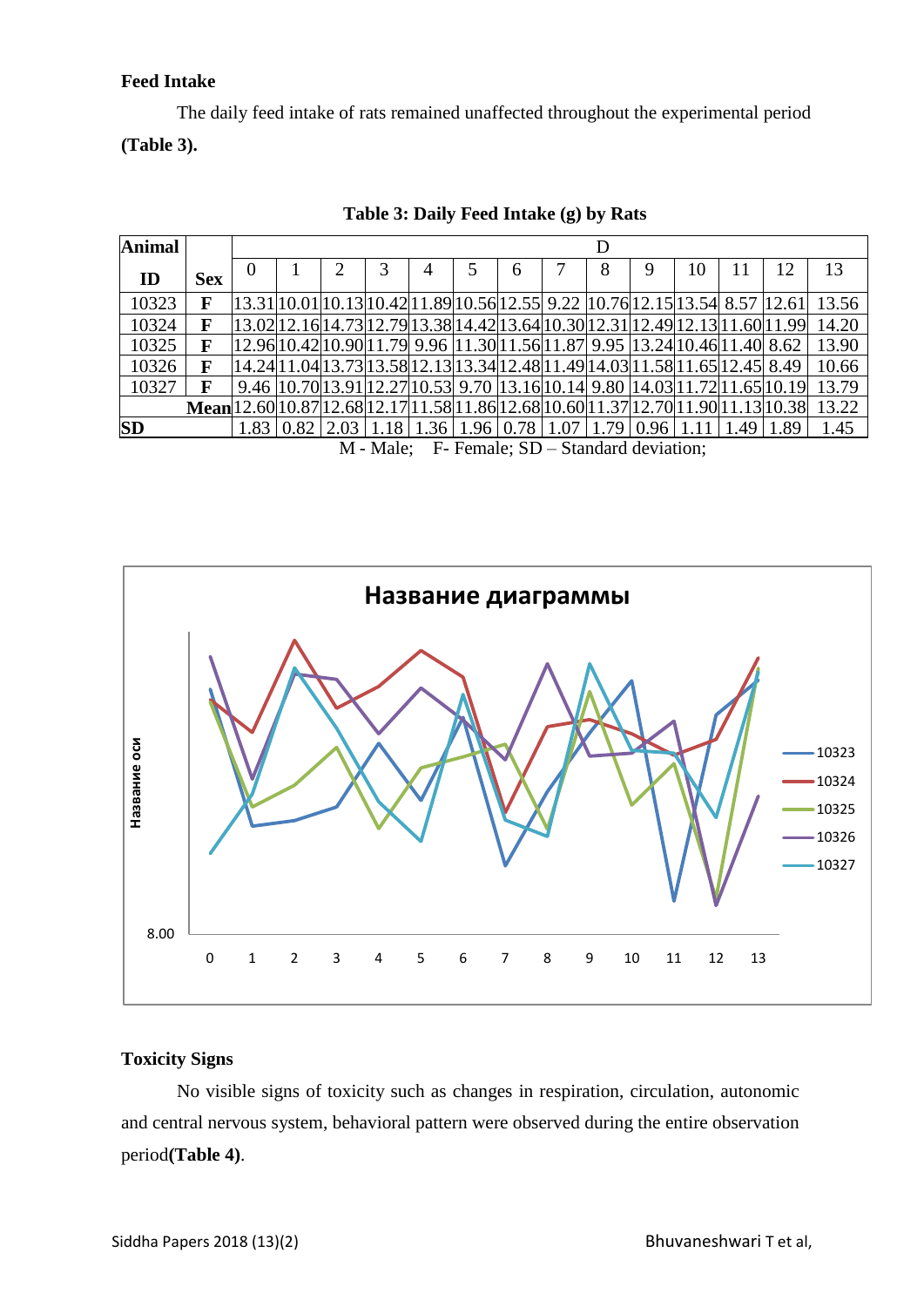**Feed Intake**

The daily feed intake of rats remained unaffected throughout the experimental period **(Table 3).**

**Table 3: Daily Feed Intake (g) by Rats**

| Animal ID | Sex | D | | | | | | | | | | | | | |
|---|---|---|---|---|---|---|---|---|---|---|---|---|---|---|---|
| | | 0 | 1 | 2 | 3 | 4 | 5 | 6 | 7 | 8 | 9 | 10 | 11 | 12 | 13 |
| 10323 | F | 13.31 | 10.01 | 10.13 | 10.42 | 11.89 | 10.56 | 12.55 | 9.22 | 10.76 | 12.15 | 13.54 | 8.57 | 12.61 | 13.56 |
| 10324 | F | 13.02 | 12.16 | 14.73 | 12.79 | 13.38 | 14.42 | 13.64 | 10.30 | 12.31 | 12.49 | 12.13 | 11.60 | 11.99 | 14.20 |
| 10325 | F | 12.96 | 10.42 | 10.90 | 11.79 | 9.96 | 11.30 | 11.56 | 11.87 | 9.95 | 13.24 | 10.46 | 11.40 | 8.62 | 13.90 |
| 10326 | F | 14.24 | 11.04 | 13.73 | 13.58 | 12.13 | 13.34 | 12.48 | 11.49 | 14.03 | 11.58 | 11.65 | 12.45 | 8.49 | 10.66 |
| 10327 | F | 9.46 | 10.70 | 13.91 | 12.27 | 10.53 | 9.70 | 13.16 | 10.14 | 9.80 | 14.03 | 11.72 | 11.65 | 10.19 | 13.79 |
| | Mean | 12.60 | 10.87 | 12.68 | 12.17 | 11.58 | 11.86 | 12.68 | 10.60 | 11.37 | 12.70 | 11.90 | 11.13 | 10.38 | 13.22 |
| SD | | 1.83 | 0.82 | 2.03 | 1.18 | 1.36 | 1.96 | 0.78 | 1.07 | 1.79 | 0.96 | 1.11 | 1.49 | 1.89 | 1.45 |

M - Male; F- Female; SD – Standard deviation;

**Toxicity Signs**

No visible signs of toxicity such as changes in respiration, circulation, autonomic and central nervous system, behavioral pattern were observed during the entire observation period **(Table 4)**.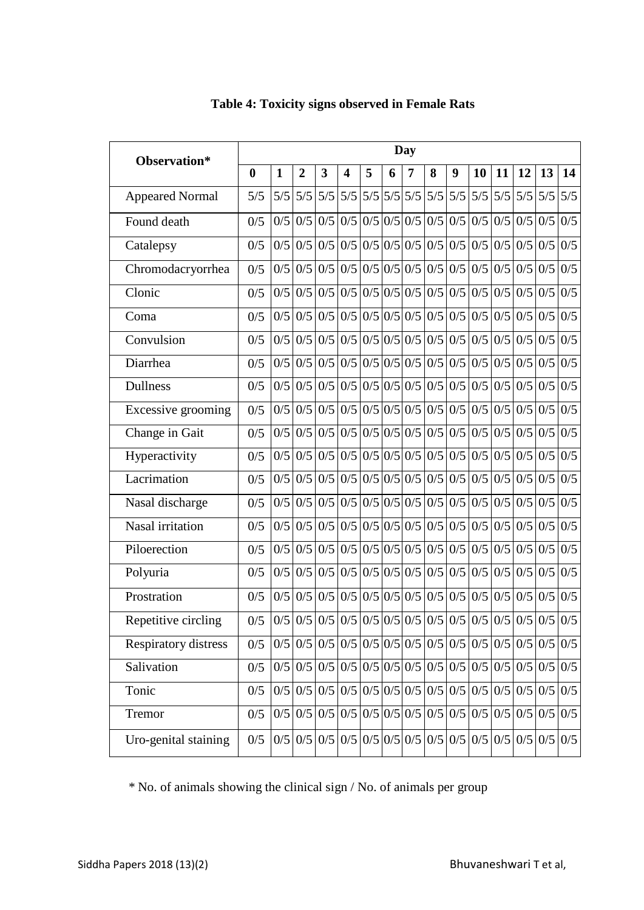**Table 4: Toxicity signs observed in Female Rats**

| Observation* | Day | | | | | | | | | | | | | | |
|---|---|---|---|---|---|---|---|---|---|---|---|---|---|---|---|
| | **0** | **1** | **2** | **3** | **4** | **5** | **6** | **7** | **8** | **9** | **10** | **11** | **12** | **13** | **14** |
| Appeared Normal | 5/5 | 5/5 | 5/5 | 5/5 | 5/5 | 5/5 | 5/5 | 5/5 | 5/5 | 5/5 | 5/5 | 5/5 | 5/5 | 5/5 | 5/5 |
| Found death | 0/5 | 0/5 | 0/5 | 0/5 | 0/5 | 0/5 | 0/5 | 0/5 | 0/5 | 0/5 | 0/5 | 0/5 | 0/5 | 0/5 | 0/5 |
| Catalepsy | 0/5 | 0/5 | 0/5 | 0/5 | 0/5 | 0/5 | 0/5 | 0/5 | 0/5 | 0/5 | 0/5 | 0/5 | 0/5 | 0/5 | 0/5 |
| Chromodacryorrhea | 0/5 | 0/5 | 0/5 | 0/5 | 0/5 | 0/5 | 0/5 | 0/5 | 0/5 | 0/5 | 0/5 | 0/5 | 0/5 | 0/5 | 0/5 |
| Clonic | 0/5 | 0/5 | 0/5 | 0/5 | 0/5 | 0/5 | 0/5 | 0/5 | 0/5 | 0/5 | 0/5 | 0/5 | 0/5 | 0/5 | 0/5 |
| Coma | 0/5 | 0/5 | 0/5 | 0/5 | 0/5 | 0/5 | 0/5 | 0/5 | 0/5 | 0/5 | 0/5 | 0/5 | 0/5 | 0/5 | 0/5 |
| Convulsion | 0/5 | 0/5 | 0/5 | 0/5 | 0/5 | 0/5 | 0/5 | 0/5 | 0/5 | 0/5 | 0/5 | 0/5 | 0/5 | 0/5 | 0/5 |
| Diarrhea | 0/5 | 0/5 | 0/5 | 0/5 | 0/5 | 0/5 | 0/5 | 0/5 | 0/5 | 0/5 | 0/5 | 0/5 | 0/5 | 0/5 | 0/5 |
| Dullness | 0/5 | 0/5 | 0/5 | 0/5 | 0/5 | 0/5 | 0/5 | 0/5 | 0/5 | 0/5 | 0/5 | 0/5 | 0/5 | 0/5 | 0/5 |
| Excessive grooming | 0/5 | 0/5 | 0/5 | 0/5 | 0/5 | 0/5 | 0/5 | 0/5 | 0/5 | 0/5 | 0/5 | 0/5 | 0/5 | 0/5 | 0/5 |
| Change in Gait | 0/5 | 0/5 | 0/5 | 0/5 | 0/5 | 0/5 | 0/5 | 0/5 | 0/5 | 0/5 | 0/5 | 0/5 | 0/5 | 0/5 | 0/5 |
| Hyperactivity | 0/5 | 0/5 | 0/5 | 0/5 | 0/5 | 0/5 | 0/5 | 0/5 | 0/5 | 0/5 | 0/5 | 0/5 | 0/5 | 0/5 | 0/5 |
| Lacrimation | 0/5 | 0/5 | 0/5 | 0/5 | 0/5 | 0/5 | 0/5 | 0/5 | 0/5 | 0/5 | 0/5 | 0/5 | 0/5 | 0/5 | 0/5 |
| Nasal discharge | 0/5 | 0/5 | 0/5 | 0/5 | 0/5 | 0/5 | 0/5 | 0/5 | 0/5 | 0/5 | 0/5 | 0/5 | 0/5 | 0/5 | 0/5 |
| Nasal irritation | 0/5 | 0/5 | 0/5 | 0/5 | 0/5 | 0/5 | 0/5 | 0/5 | 0/5 | 0/5 | 0/5 | 0/5 | 0/5 | 0/5 | 0/5 |
| Piloerection | 0/5 | 0/5 | 0/5 | 0/5 | 0/5 | 0/5 | 0/5 | 0/5 | 0/5 | 0/5 | 0/5 | 0/5 | 0/5 | 0/5 | 0/5 |
| Polyuria | 0/5 | 0/5 | 0/5 | 0/5 | 0/5 | 0/5 | 0/5 | 0/5 | 0/5 | 0/5 | 0/5 | 0/5 | 0/5 | 0/5 | 0/5 |
| Prostration | 0/5 | 0/5 | 0/5 | 0/5 | 0/5 | 0/5 | 0/5 | 0/5 | 0/5 | 0/5 | 0/5 | 0/5 | 0/5 | 0/5 | 0/5 |
| Repetitive circling | 0/5 | 0/5 | 0/5 | 0/5 | 0/5 | 0/5 | 0/5 | 0/5 | 0/5 | 0/5 | 0/5 | 0/5 | 0/5 | 0/5 | 0/5 |
| Respiratory distress | 0/5 | 0/5 | 0/5 | 0/5 | 0/5 | 0/5 | 0/5 | 0/5 | 0/5 | 0/5 | 0/5 | 0/5 | 0/5 | 0/5 | 0/5 |
| Salivation | 0/5 | 0/5 | 0/5 | 0/5 | 0/5 | 0/5 | 0/5 | 0/5 | 0/5 | 0/5 | 0/5 | 0/5 | 0/5 | 0/5 | 0/5 |
| Tonic | 0/5 | 0/5 | 0/5 | 0/5 | 0/5 | 0/5 | 0/5 | 0/5 | 0/5 | 0/5 | 0/5 | 0/5 | 0/5 | 0/5 | 0/5 |
| Tremor | 0/5 | 0/5 | 0/5 | 0/5 | 0/5 | 0/5 | 0/5 | 0/5 | 0/5 | 0/5 | 0/5 | 0/5 | 0/5 | 0/5 | 0/5 |
| Uro-genital staining | 0/5 | 0/5 | 0/5 | 0/5 | 0/5 | 0/5 | 0/5 | 0/5 | 0/5 | 0/5 | 0/5 | 0/5 | 0/5 | 0/5 | 0/5 |

\* No. of animals showing the clinical sign / No. of animals per group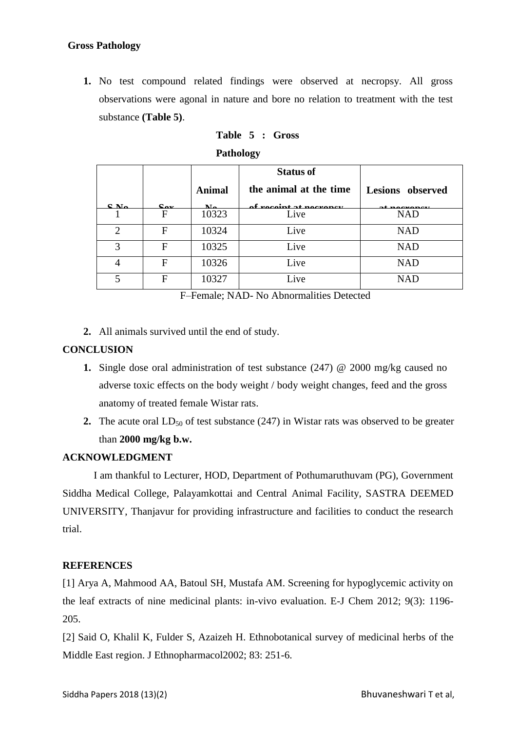**Gross Pathology**

1. No test compound related findings were observed at necropsy. All gross observations were agonal in nature and bore no relation to treatment with the test substance **(Table 5)**.

**Table 5 : Gross Pathology**

| S.No | Sex | Animal No. | Status of the animal at the time of receipt at necropsy | Lesions observed at necropsy |
|---|---|---|---|---|
| 1 | F | 10323 | Live | NAD |
| 2 | F | 10324 | Live | NAD |
| 3 | F | 10325 | Live | NAD |
| 4 | F | 10326 | Live | NAD |
| 5 | F | 10327 | Live | NAD |

F–Female; NAD- No Abnormalities Detected

2. All animals survived until the end of study.

**CONCLUSION**

1. Single dose oral administration of test substance (247) @ 2000 mg/kg caused no adverse toxic effects on the body weight / body weight changes, feed and the gross anatomy of treated female Wistar rats.
2. The acute oral $LD_{50}$ of test substance (247) in Wistar rats was observed to be greater than **2000 mg/kg b.w.**

**ACKNOWLEDGMENT**

I am thankful to Lecturer, HOD, Department of Pothumaruthuvam (PG), Government Siddha Medical College, Palayamkottai and Central Animal Facility, SASTRA DEEMED UNIVERSITY, Thanjavur for providing infrastructure and facilities to conduct the research trial.

**REFERENCES**

[1] Arya A, Mahmood AA, Batoul SH, Mustafa AM. Screening for hypoglycemic activity on the leaf extracts of nine medicinal plants: in-vivo evaluation. E-J Chem 2012; 9(3): 1196-205.

[2] Said O, Khalil K, Fulder S, Azaizeh H. Ethnobotanical survey of medicinal herbs of the Middle East region. J Ethnopharmacol2002; 83: 251-6.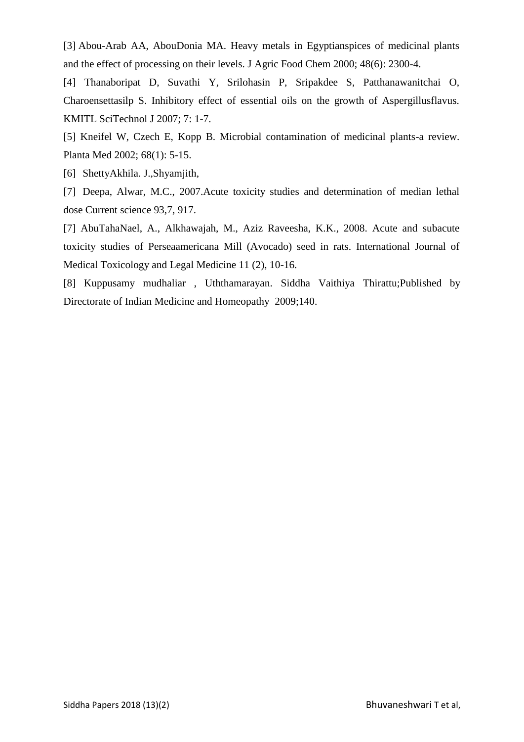[3] Abou-Arab AA, AbouDonia MA. Heavy metals in Egyptianspices of medicinal plants and the effect of processing on their levels. J Agric Food Chem 2000; 48(6): 2300-4.

[4] Thanaboripat D, Suvathi Y, Srilohasin P, Sripakdee S, Patthanawanitchai O, Charoensettasilp S. Inhibitory effect of essential oils on the growth of Aspergillusflavus. KMITL SciTechnol J 2007; 7: 1-7.

[5] Kneifel W, Czech E, Kopp B. Microbial contamination of medicinal plants-a review. Planta Med 2002; 68(1): 5-15.

[6] ShettyAkhila. J.,Shyamjith,

[7] Deepa, Alwar, M.C., 2007.Acute toxicity studies and determination of median lethal dose Current science 93,7, 917.

[7] AbuTahaNael, A., Alkhawajah, M., Aziz Raveesha, K.K., 2008. Acute and subacute toxicity studies of Perseaamericana Mill (Avocado) seed in rats. International Journal of Medical Toxicology and Legal Medicine 11 (2), 10-16.

[8] Kuppusamy mudhaliar , Uththamarayan. Siddha Vaithiya Thirattu;Published by Directorate of Indian Medicine and Homeopathy 2009;140.